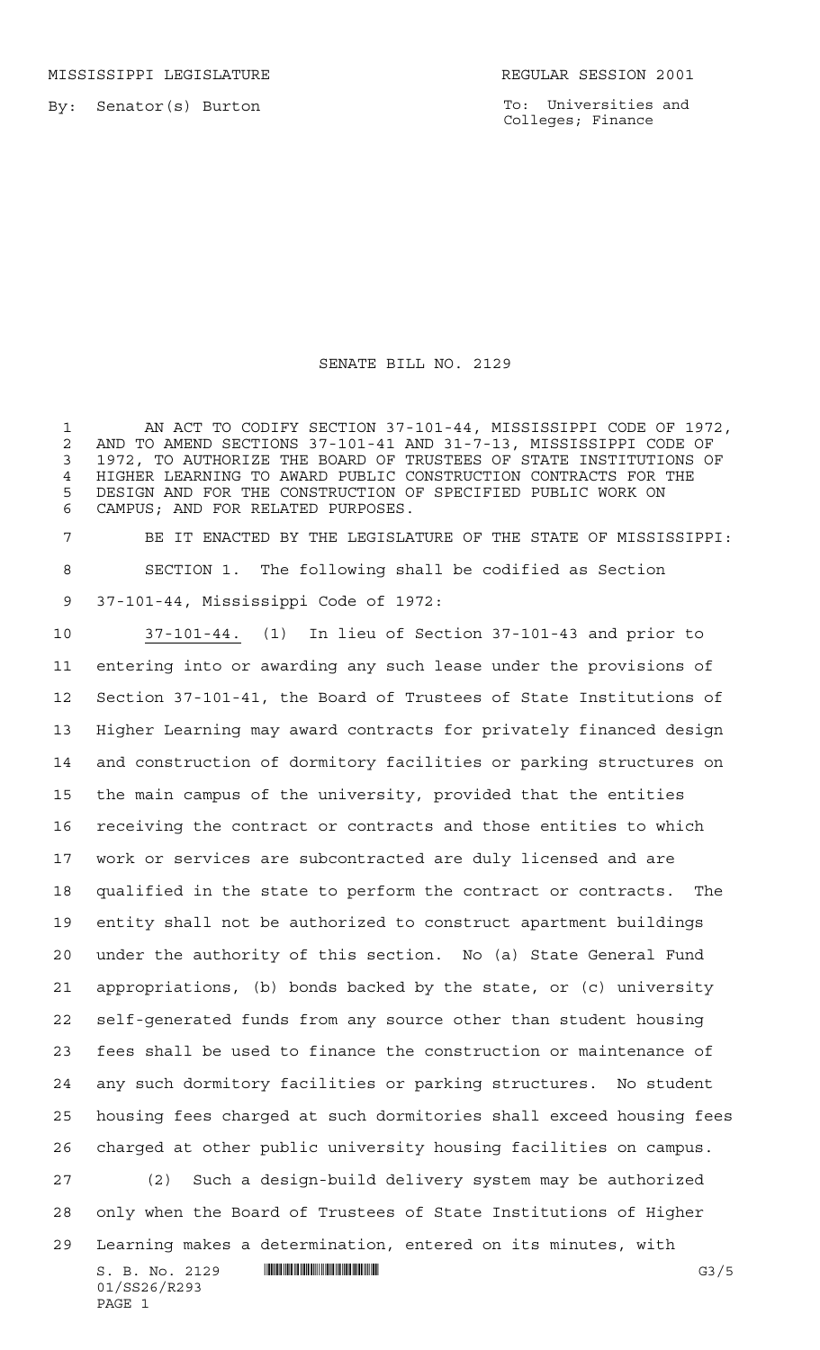MISSISSIPPI LEGISLATURE REGULAR SESSION 2001

By: Senator(s) Burton

To: Universities and Colleges; Finance

# SENATE BILL NO. 2129

AN ACT TO CODIFY SECTION 37-101-44, MISSISSIPPI CODE OF 1972, AND TO AMEND SECTIONS 37-101-41 AND 31-7-13, MISSISSIPPI CODE OF 1972, TO AUTHORIZE THE BOARD OF TRUSTEES OF STATE INSTITUTIONS OF HIGHER LEARNING TO AWARD PUBLIC CONSTRUCTION CONTRACTS FOR THE DESIGN AND FOR THE CONSTRUCTION OF SPECIFIED PUBLIC WORK ON CAMPUS; AND FOR RELATED PURPOSES.

BE IT ENACTED BY THE LEGISLATURE OF THE STATE OF MISSISSIPPI:

SECTION 1. The following shall be codified as Section 37-101-44, Mississippi Code of 1972:

37-101-44. (1) In lieu of Section 37-101-43 and prior to entering into or awarding any such lease under the provisions of Section 37-101-41, the Board of Trustees of State Institutions of Higher Learning may award contracts for privately financed design and construction of dormitory facilities or parking structures on the main campus of the university, provided that the entities receiving the contract or contracts and those entities to which work or services are subcontracted are duly licensed and are qualified in the state to perform the contract or contracts. The entity shall not be authorized to construct apartment buildings under the authority of this section. No (a) State General Fund appropriations, (b) bonds backed by the state, or (c) university self-generated funds from any source other than student housing fees shall be used to finance the construction or maintenance of any such dormitory facilities or parking structures. No student housing fees charged at such dormitories shall exceed housing fees charged at other public university housing facilities on campus.

(2) Such a design-build delivery system may be authorized only when the Board of Trustees of State Institutions of Higher Learning makes a determination, entered on its minutes, with

S. B. No. 2129
01/SS26/R293
PAGE 1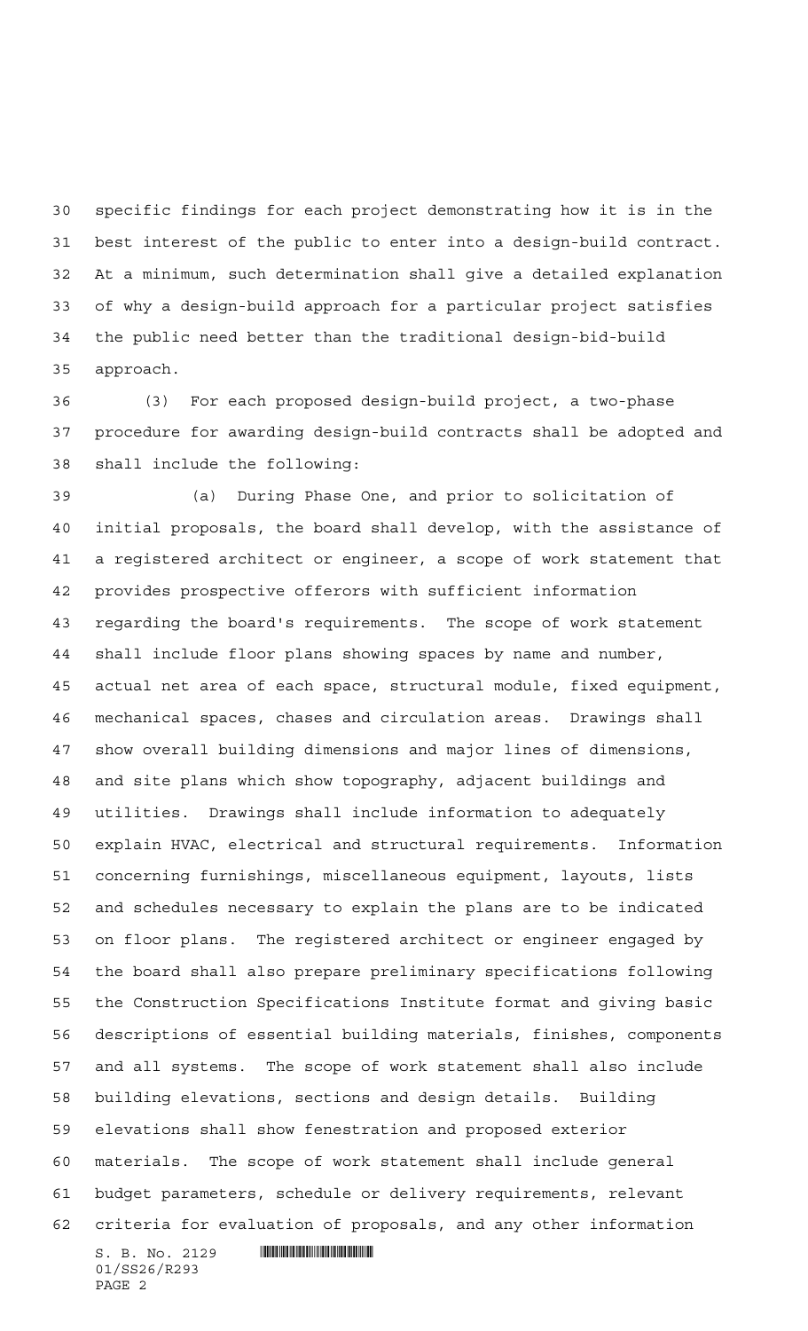specific findings for each project demonstrating how it is in the best interest of the public to enter into a design-build contract. At a minimum, such determination shall give a detailed explanation of why a design-build approach for a particular project satisfies the public need better than the traditional design-bid-build approach.

(3) For each proposed design-build project, a two-phase procedure for awarding design-build contracts shall be adopted and shall include the following:

(a) During Phase One, and prior to solicitation of initial proposals, the board shall develop, with the assistance of a registered architect or engineer, a scope of work statement that provides prospective offerors with sufficient information regarding the board's requirements. The scope of work statement shall include floor plans showing spaces by name and number, actual net area of each space, structural module, fixed equipment, mechanical spaces, chases and circulation areas. Drawings shall show overall building dimensions and major lines of dimensions, and site plans which show topography, adjacent buildings and utilities. Drawings shall include information to adequately explain HVAC, electrical and structural requirements. Information concerning furnishings, miscellaneous equipment, layouts, lists and schedules necessary to explain the plans are to be indicated on floor plans. The registered architect or engineer engaged by the board shall also prepare preliminary specifications following the Construction Specifications Institute format and giving basic descriptions of essential building materials, finishes, components and all systems. The scope of work statement shall also include building elevations, sections and design details. Building elevations shall show fenestration and proposed exterior materials. The scope of work statement shall include general budget parameters, schedule or delivery requirements, relevant criteria for evaluation of proposals, and any other information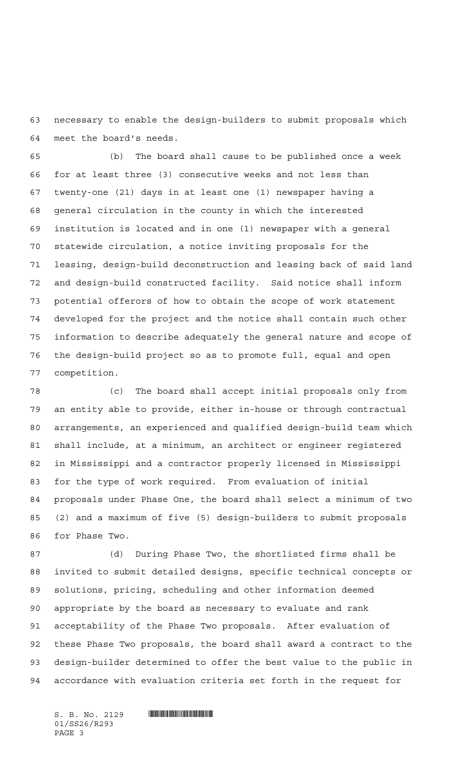necessary to enable the design-builders to submit proposals which meet the board's needs.

(b) The board shall cause to be published once a week for at least three (3) consecutive weeks and not less than twenty-one (21) days in at least one (1) newspaper having a general circulation in the county in which the interested institution is located and in one (1) newspaper with a general statewide circulation, a notice inviting proposals for the leasing, design-build deconstruction and leasing back of said land and design-build constructed facility. Said notice shall inform potential offerors of how to obtain the scope of work statement developed for the project and the notice shall contain such other information to describe adequately the general nature and scope of the design-build project so as to promote full, equal and open competition.

(c) The board shall accept initial proposals only from an entity able to provide, either in-house or through contractual arrangements, an experienced and qualified design-build team which shall include, at a minimum, an architect or engineer registered in Mississippi and a contractor properly licensed in Mississippi for the type of work required. From evaluation of initial proposals under Phase One, the board shall select a minimum of two (2) and a maximum of five (5) design-builders to submit proposals for Phase Two.

(d) During Phase Two, the shortlisted firms shall be invited to submit detailed designs, specific technical concepts or solutions, pricing, scheduling and other information deemed appropriate by the board as necessary to evaluate and rank acceptability of the Phase Two proposals. After evaluation of these Phase Two proposals, the board shall award a contract to the design-builder determined to offer the best value to the public in accordance with evaluation criteria set forth in the request for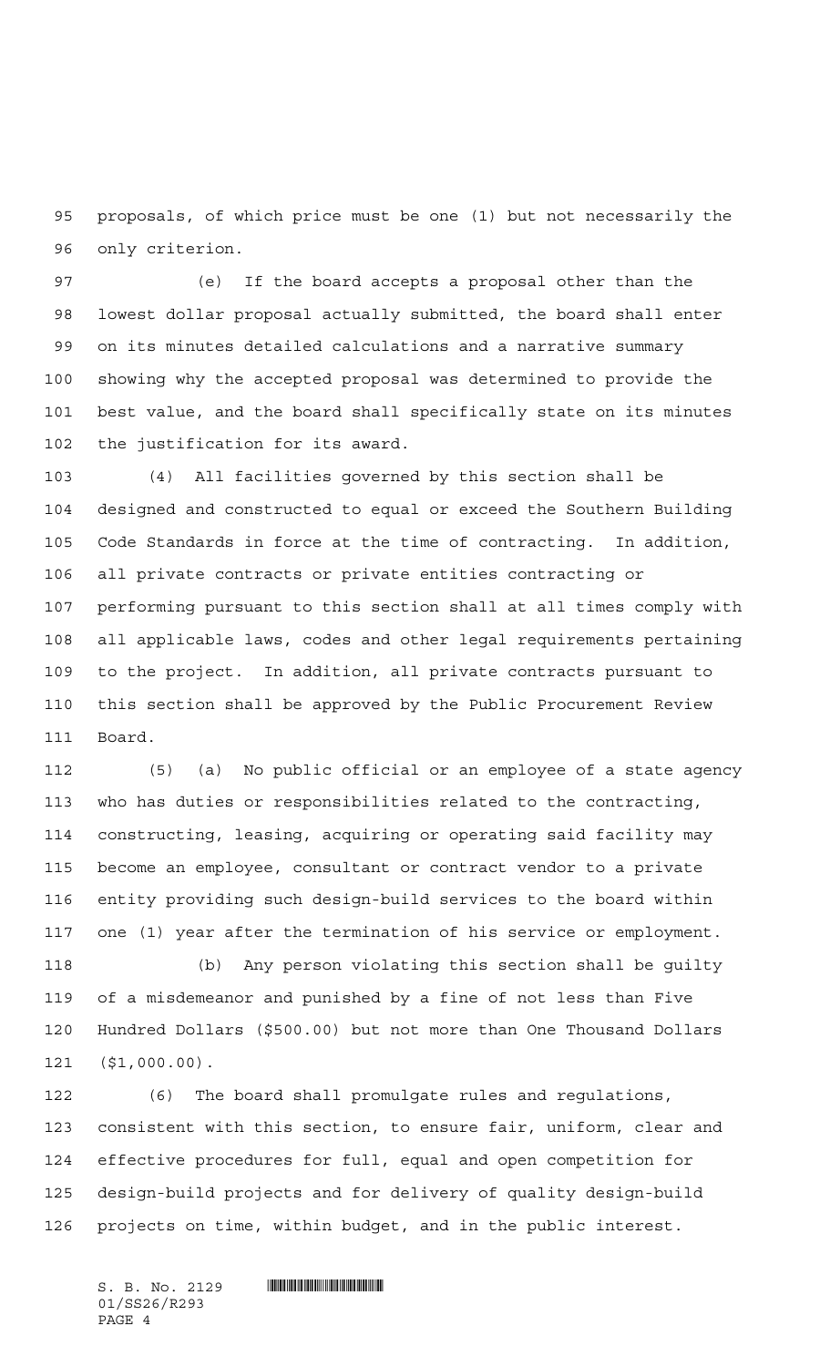proposals, of which price must be one (1) but not necessarily the only criterion.

(e) If the board accepts a proposal other than the lowest dollar proposal actually submitted, the board shall enter on its minutes detailed calculations and a narrative summary showing why the accepted proposal was determined to provide the best value, and the board shall specifically state on its minutes the justification for its award.

(4) All facilities governed by this section shall be designed and constructed to equal or exceed the Southern Building Code Standards in force at the time of contracting. In addition, all private contracts or private entities contracting or performing pursuant to this section shall at all times comply with all applicable laws, codes and other legal requirements pertaining to the project. In addition, all private contracts pursuant to this section shall be approved by the Public Procurement Review Board.

(5) (a) No public official or an employee of a state agency who has duties or responsibilities related to the contracting, constructing, leasing, acquiring or operating said facility may become an employee, consultant or contract vendor to a private entity providing such design-build services to the board within one (1) year after the termination of his service or employment.

(b) Any person violating this section shall be guilty of a misdemeanor and punished by a fine of not less than Five Hundred Dollars ($500.00) but not more than One Thousand Dollars ($1,000.00).

(6) The board shall promulgate rules and regulations, consistent with this section, to ensure fair, uniform, clear and effective procedures for full, equal and open competition for design-build projects and for delivery of quality design-build projects on time, within budget, and in the public interest.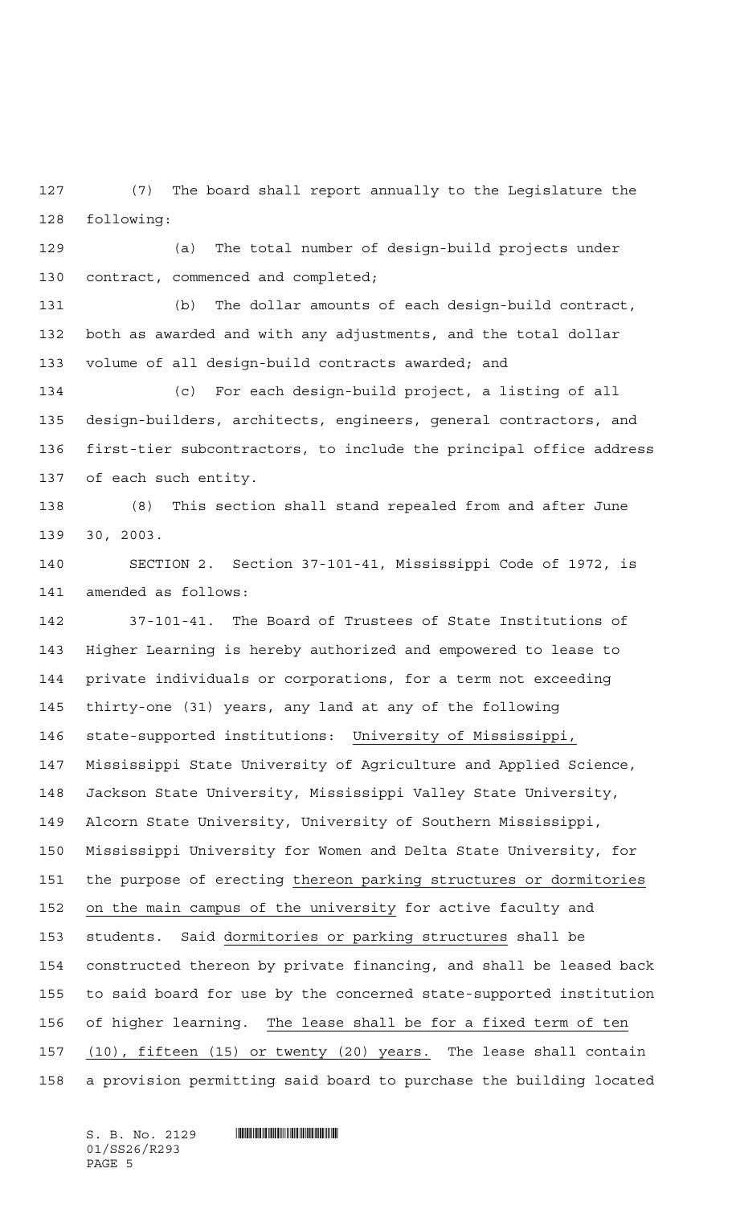(7) The board shall report annually to the Legislature the following:

(a) The total number of design-build projects under contract, commenced and completed;

(b) The dollar amounts of each design-build contract, both as awarded and with any adjustments, and the total dollar volume of all design-build contracts awarded; and

(c) For each design-build project, a listing of all design-builders, architects, engineers, general contractors, and first-tier subcontractors, to include the principal office address of each such entity.

(8) This section shall stand repealed from and after June 30, 2003.

SECTION 2. Section 37-101-41, Mississippi Code of 1972, is amended as follows:

37-101-41. The Board of Trustees of State Institutions of Higher Learning is hereby authorized and empowered to lease to private individuals or corporations, for a term not exceeding thirty-one (31) years, any land at any of the following state-supported institutions: University of Mississippi, Mississippi State University of Agriculture and Applied Science, Jackson State University, Mississippi Valley State University, Alcorn State University, University of Southern Mississippi, Mississippi University for Women and Delta State University, for the purpose of erecting thereon parking structures or dormitories on the main campus of the university for active faculty and students. Said dormitories or parking structures shall be constructed thereon by private financing, and shall be leased back to said board for use by the concerned state-supported institution of higher learning. The lease shall be for a fixed term of ten (10), fifteen (15) or twenty (20) years. The lease shall contain a provision permitting said board to purchase the building located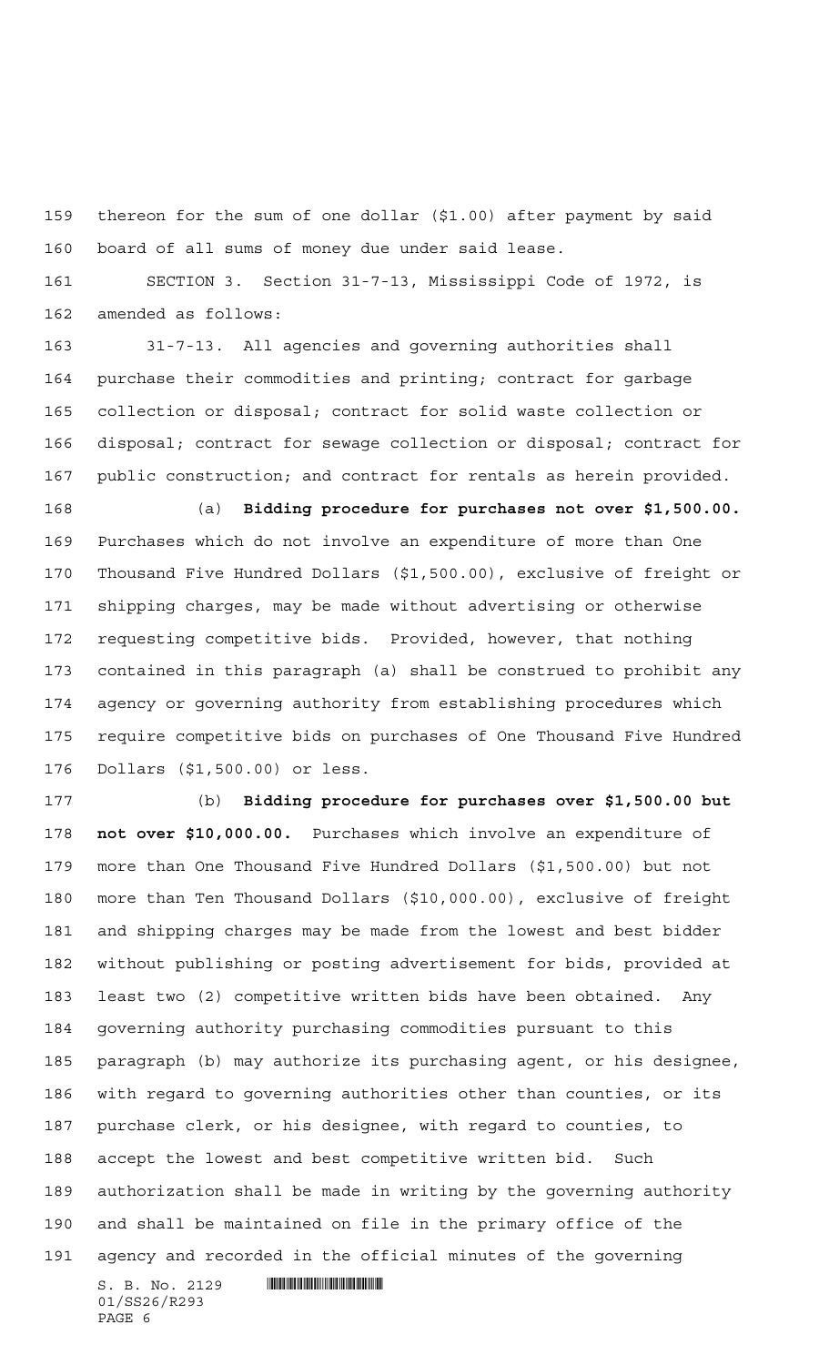thereon for the sum of one dollar ($1.00) after payment by said board of all sums of money due under said lease.

SECTION 3. Section 31-7-13, Mississippi Code of 1972, is amended as follows:

31-7-13. All agencies and governing authorities shall purchase their commodities and printing; contract for garbage collection or disposal; contract for solid waste collection or disposal; contract for sewage collection or disposal; contract for public construction; and contract for rentals as herein provided.

(a) **Bidding procedure for purchases not over $1,500.00.** Purchases which do not involve an expenditure of more than One Thousand Five Hundred Dollars ($1,500.00), exclusive of freight or shipping charges, may be made without advertising or otherwise requesting competitive bids. Provided, however, that nothing contained in this paragraph (a) shall be construed to prohibit any agency or governing authority from establishing procedures which require competitive bids on purchases of One Thousand Five Hundred Dollars ($1,500.00) or less.

(b) **Bidding procedure for purchases over $1,500.00 but not over $10,000.00.** Purchases which involve an expenditure of more than One Thousand Five Hundred Dollars ($1,500.00) but not more than Ten Thousand Dollars ($10,000.00), exclusive of freight and shipping charges may be made from the lowest and best bidder without publishing or posting advertisement for bids, provided at least two (2) competitive written bids have been obtained. Any governing authority purchasing commodities pursuant to this paragraph (b) may authorize its purchasing agent, or his designee, with regard to governing authorities other than counties, or its purchase clerk, or his designee, with regard to counties, to accept the lowest and best competitive written bid. Such authorization shall be made in writing by the governing authority and shall be maintained on file in the primary office of the agency and recorded in the official minutes of the governing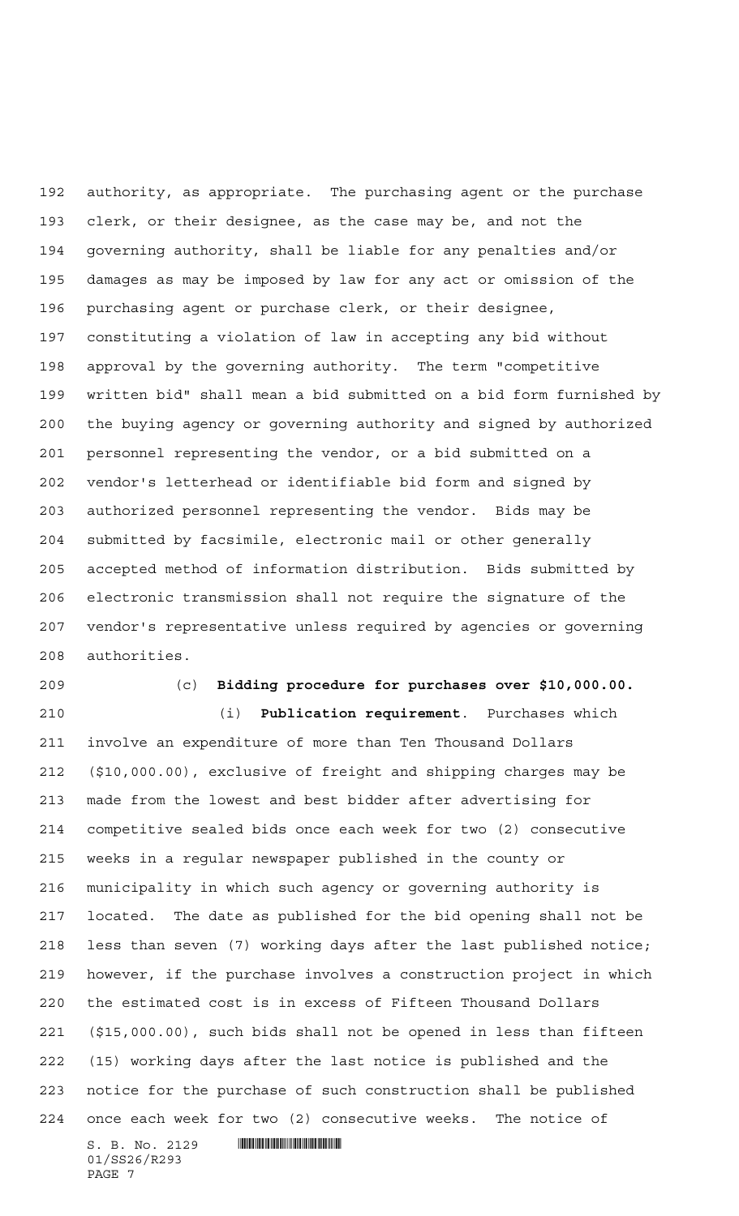authority, as appropriate. The purchasing agent or the purchase clerk, or their designee, as the case may be, and not the governing authority, shall be liable for any penalties and/or damages as may be imposed by law for any act or omission of the purchasing agent or purchase clerk, or their designee, constituting a violation of law in accepting any bid without approval by the governing authority. The term "competitive written bid" shall mean a bid submitted on a bid form furnished by the buying agency or governing authority and signed by authorized personnel representing the vendor, or a bid submitted on a vendor's letterhead or identifiable bid form and signed by authorized personnel representing the vendor. Bids may be submitted by facsimile, electronic mail or other generally accepted method of information distribution. Bids submitted by electronic transmission shall not require the signature of the vendor's representative unless required by agencies or governing authorities.

(c) **Bidding procedure for purchases over $10,000.00.**

(i) **Publication requirement**. Purchases which involve an expenditure of more than Ten Thousand Dollars ($10,000.00), exclusive of freight and shipping charges may be made from the lowest and best bidder after advertising for competitive sealed bids once each week for two (2) consecutive weeks in a regular newspaper published in the county or municipality in which such agency or governing authority is located. The date as published for the bid opening shall not be less than seven (7) working days after the last published notice; however, if the purchase involves a construction project in which the estimated cost is in excess of Fifteen Thousand Dollars ($15,000.00), such bids shall not be opened in less than fifteen (15) working days after the last notice is published and the notice for the purchase of such construction shall be published once each week for two (2) consecutive weeks. The notice of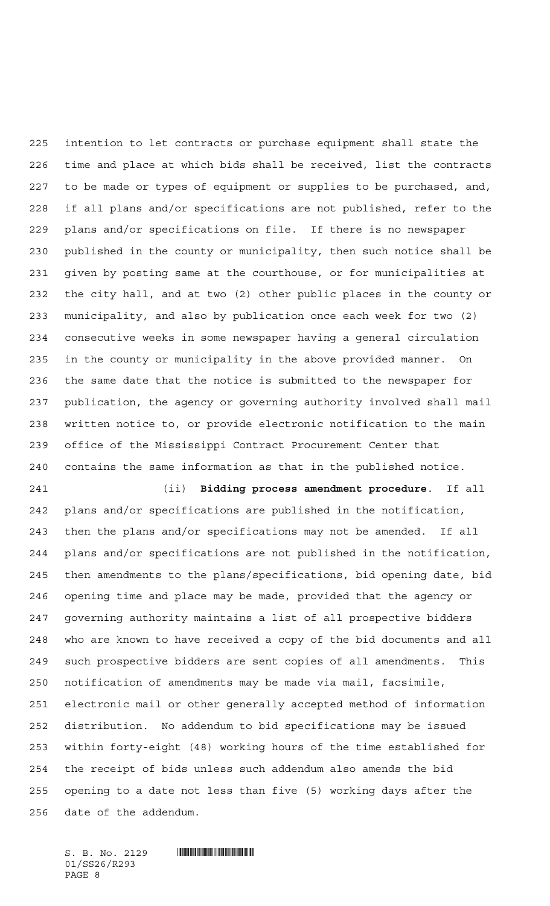intention to let contracts or purchase equipment shall state the time and place at which bids shall be received, list the contracts to be made or types of equipment or supplies to be purchased, and, if all plans and/or specifications are not published, refer to the plans and/or specifications on file. If there is no newspaper published in the county or municipality, then such notice shall be given by posting same at the courthouse, or for municipalities at the city hall, and at two (2) other public places in the county or municipality, and also by publication once each week for two (2) consecutive weeks in some newspaper having a general circulation in the county or municipality in the above provided manner. On the same date that the notice is submitted to the newspaper for publication, the agency or governing authority involved shall mail written notice to, or provide electronic notification to the main office of the Mississippi Contract Procurement Center that contains the same information as that in the published notice.

(ii) **Bidding process amendment procedure**. If all plans and/or specifications are published in the notification, then the plans and/or specifications may not be amended. If all plans and/or specifications are not published in the notification, then amendments to the plans/specifications, bid opening date, bid opening time and place may be made, provided that the agency or governing authority maintains a list of all prospective bidders who are known to have received a copy of the bid documents and all such prospective bidders are sent copies of all amendments. This notification of amendments may be made via mail, facsimile, electronic mail or other generally accepted method of information distribution. No addendum to bid specifications may be issued within forty-eight (48) working hours of the time established for the receipt of bids unless such addendum also amends the bid opening to a date not less than five (5) working days after the date of the addendum.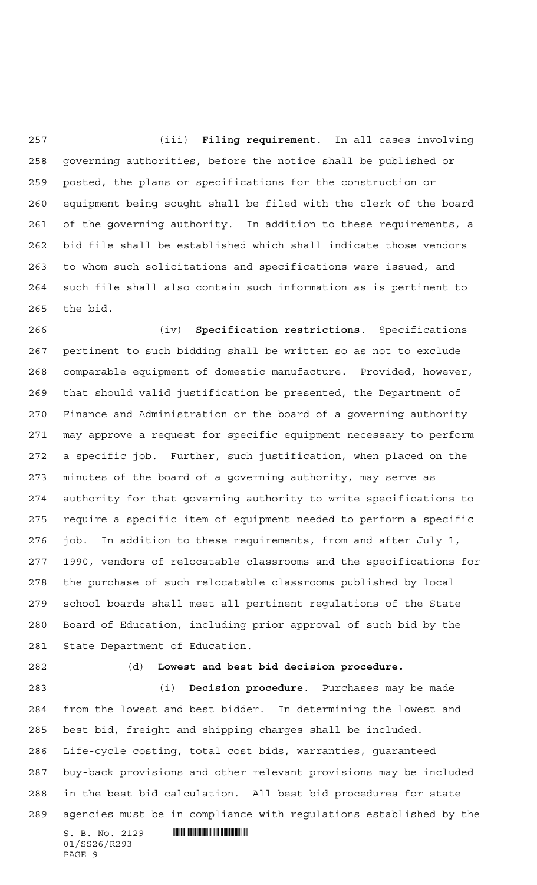(iii) **Filing requirement**. In all cases involving governing authorities, before the notice shall be published or posted, the plans or specifications for the construction or equipment being sought shall be filed with the clerk of the board of the governing authority. In addition to these requirements, a bid file shall be established which shall indicate those vendors to whom such solicitations and specifications were issued, and such file shall also contain such information as is pertinent to the bid.

(iv) **Specification restrictions**. Specifications pertinent to such bidding shall be written so as not to exclude comparable equipment of domestic manufacture. Provided, however, that should valid justification be presented, the Department of Finance and Administration or the board of a governing authority may approve a request for specific equipment necessary to perform a specific job. Further, such justification, when placed on the minutes of the board of a governing authority, may serve as authority for that governing authority to write specifications to require a specific item of equipment needed to perform a specific job. In addition to these requirements, from and after July 1, 1990, vendors of relocatable classrooms and the specifications for the purchase of such relocatable classrooms published by local school boards shall meet all pertinent regulations of the State Board of Education, including prior approval of such bid by the State Department of Education.

(d) **Lowest and best bid decision procedure.**

(i) **Decision procedure**. Purchases may be made from the lowest and best bidder. In determining the lowest and best bid, freight and shipping charges shall be included. Life-cycle costing, total cost bids, warranties, guaranteed buy-back provisions and other relevant provisions may be included in the best bid calculation. All best bid procedures for state agencies must be in compliance with regulations established by the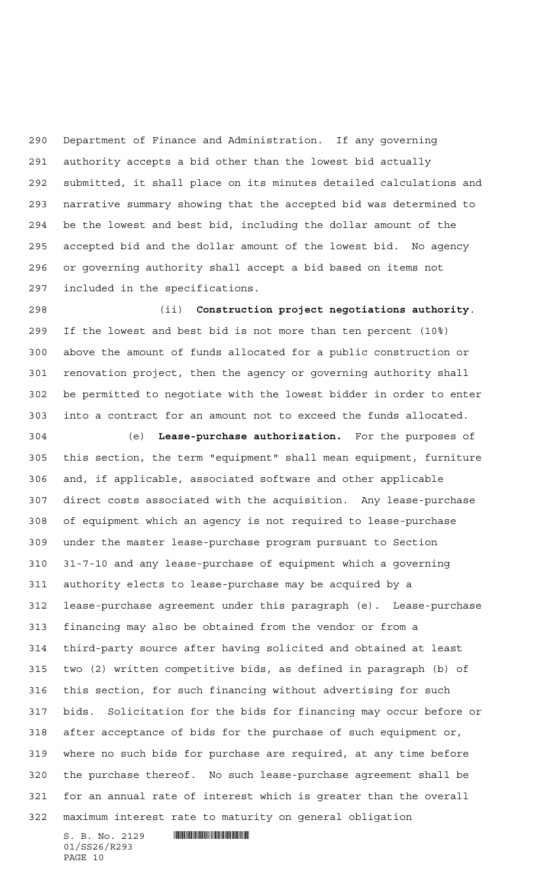Department of Finance and Administration. If any governing authority accepts a bid other than the lowest bid actually submitted, it shall place on its minutes detailed calculations and narrative summary showing that the accepted bid was determined to be the lowest and best bid, including the dollar amount of the accepted bid and the dollar amount of the lowest bid. No agency or governing authority shall accept a bid based on items not included in the specifications.

(ii) **Construction project negotiations authority.** If the lowest and best bid is not more than ten percent (10%) above the amount of funds allocated for a public construction or renovation project, then the agency or governing authority shall be permitted to negotiate with the lowest bidder in order to enter into a contract for an amount not to exceed the funds allocated.

(e) **Lease-purchase authorization.** For the purposes of this section, the term "equipment" shall mean equipment, furniture and, if applicable, associated software and other applicable direct costs associated with the acquisition. Any lease-purchase of equipment which an agency is not required to lease-purchase under the master lease-purchase program pursuant to Section 31-7-10 and any lease-purchase of equipment which a governing authority elects to lease-purchase may be acquired by a lease-purchase agreement under this paragraph (e). Lease-purchase financing may also be obtained from the vendor or from a third-party source after having solicited and obtained at least two (2) written competitive bids, as defined in paragraph (b) of this section, for such financing without advertising for such bids. Solicitation for the bids for financing may occur before or after acceptance of bids for the purchase of such equipment or, where no such bids for purchase are required, at any time before the purchase thereof. No such lease-purchase agreement shall be for an annual rate of interest which is greater than the overall maximum interest rate to maturity on general obligation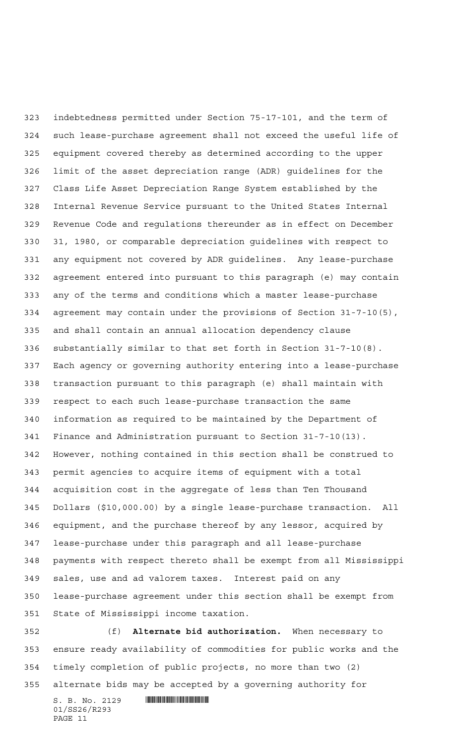indebtedness permitted under Section 75-17-101, and the term of such lease-purchase agreement shall not exceed the useful life of equipment covered thereby as determined according to the upper limit of the asset depreciation range (ADR) guidelines for the Class Life Asset Depreciation Range System established by the Internal Revenue Service pursuant to the United States Internal Revenue Code and regulations thereunder as in effect on December 31, 1980, or comparable depreciation guidelines with respect to any equipment not covered by ADR guidelines. Any lease-purchase agreement entered into pursuant to this paragraph (e) may contain any of the terms and conditions which a master lease-purchase agreement may contain under the provisions of Section 31-7-10(5), and shall contain an annual allocation dependency clause substantially similar to that set forth in Section 31-7-10(8). Each agency or governing authority entering into a lease-purchase transaction pursuant to this paragraph (e) shall maintain with respect to each such lease-purchase transaction the same information as required to be maintained by the Department of Finance and Administration pursuant to Section 31-7-10(13). However, nothing contained in this section shall be construed to permit agencies to acquire items of equipment with a total acquisition cost in the aggregate of less than Ten Thousand Dollars ($10,000.00) by a single lease-purchase transaction. All equipment, and the purchase thereof by any lessor, acquired by lease-purchase under this paragraph and all lease-purchase payments with respect thereto shall be exempt from all Mississippi sales, use and ad valorem taxes. Interest paid on any lease-purchase agreement under this section shall be exempt from State of Mississippi income taxation.

(f) **Alternate bid authorization.** When necessary to ensure ready availability of commodities for public works and the timely completion of public projects, no more than two (2) alternate bids may be accepted by a governing authority for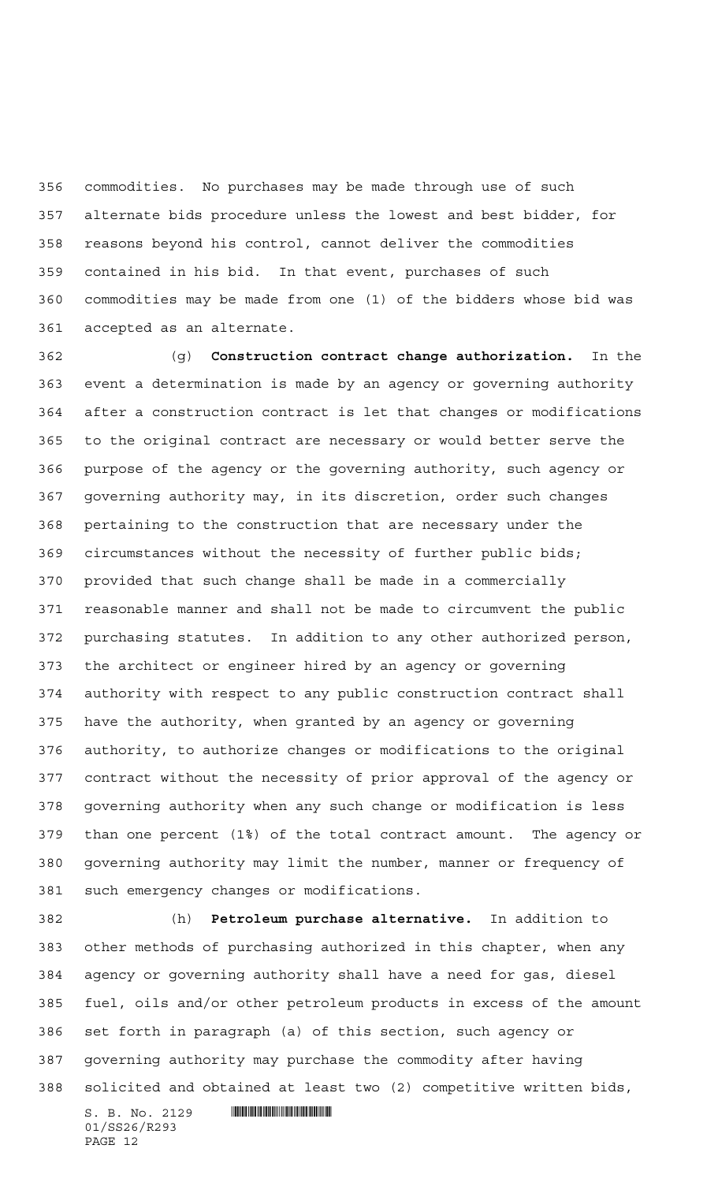commodities. No purchases may be made through use of such alternate bids procedure unless the lowest and best bidder, for reasons beyond his control, cannot deliver the commodities contained in his bid. In that event, purchases of such commodities may be made from one (1) of the bidders whose bid was accepted as an alternate.

(g) **Construction contract change authorization.** In the event a determination is made by an agency or governing authority after a construction contract is let that changes or modifications to the original contract are necessary or would better serve the purpose of the agency or the governing authority, such agency or governing authority may, in its discretion, order such changes pertaining to the construction that are necessary under the circumstances without the necessity of further public bids; provided that such change shall be made in a commercially reasonable manner and shall not be made to circumvent the public purchasing statutes. In addition to any other authorized person, the architect or engineer hired by an agency or governing authority with respect to any public construction contract shall have the authority, when granted by an agency or governing authority, to authorize changes or modifications to the original contract without the necessity of prior approval of the agency or governing authority when any such change or modification is less than one percent (1%) of the total contract amount. The agency or governing authority may limit the number, manner or frequency of such emergency changes or modifications.

(h) **Petroleum purchase alternative.** In addition to other methods of purchasing authorized in this chapter, when any agency or governing authority shall have a need for gas, diesel fuel, oils and/or other petroleum products in excess of the amount set forth in paragraph (a) of this section, such agency or governing authority may purchase the commodity after having solicited and obtained at least two (2) competitive written bids,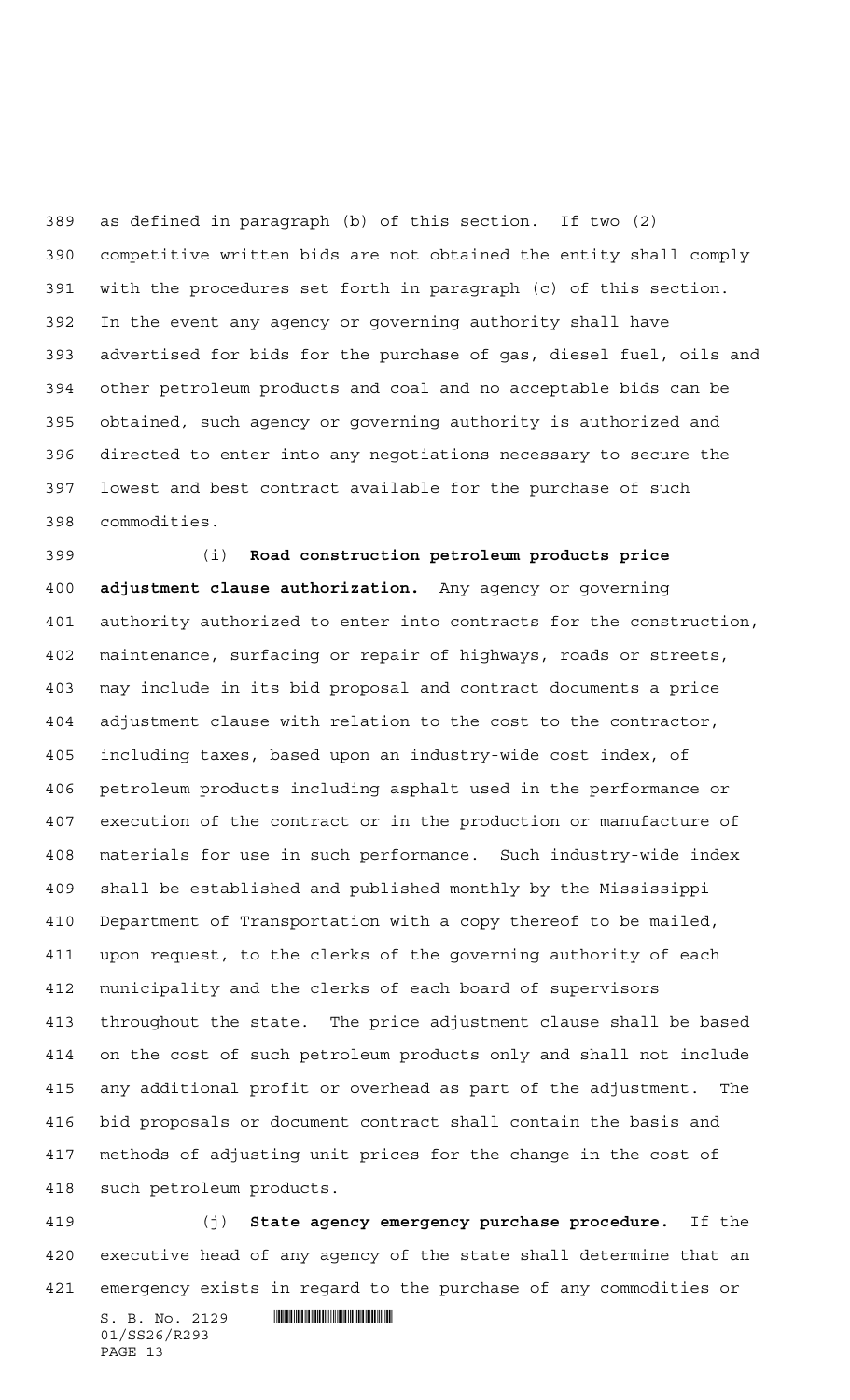as defined in paragraph (b) of this section. If two (2) competitive written bids are not obtained the entity shall comply with the procedures set forth in paragraph (c) of this section. In the event any agency or governing authority shall have advertised for bids for the purchase of gas, diesel fuel, oils and other petroleum products and coal and no acceptable bids can be obtained, such agency or governing authority is authorized and directed to enter into any negotiations necessary to secure the lowest and best contract available for the purchase of such commodities.

(i) **Road construction petroleum products price adjustment clause authorization.** Any agency or governing authority authorized to enter into contracts for the construction, maintenance, surfacing or repair of highways, roads or streets, may include in its bid proposal and contract documents a price adjustment clause with relation to the cost to the contractor, including taxes, based upon an industry-wide cost index, of petroleum products including asphalt used in the performance or execution of the contract or in the production or manufacture of materials for use in such performance. Such industry-wide index shall be established and published monthly by the Mississippi Department of Transportation with a copy thereof to be mailed, upon request, to the clerks of the governing authority of each municipality and the clerks of each board of supervisors throughout the state. The price adjustment clause shall be based on the cost of such petroleum products only and shall not include any additional profit or overhead as part of the adjustment. The bid proposals or document contract shall contain the basis and methods of adjusting unit prices for the change in the cost of such petroleum products.

(j) **State agency emergency purchase procedure.** If the executive head of any agency of the state shall determine that an emergency exists in regard to the purchase of any commodities or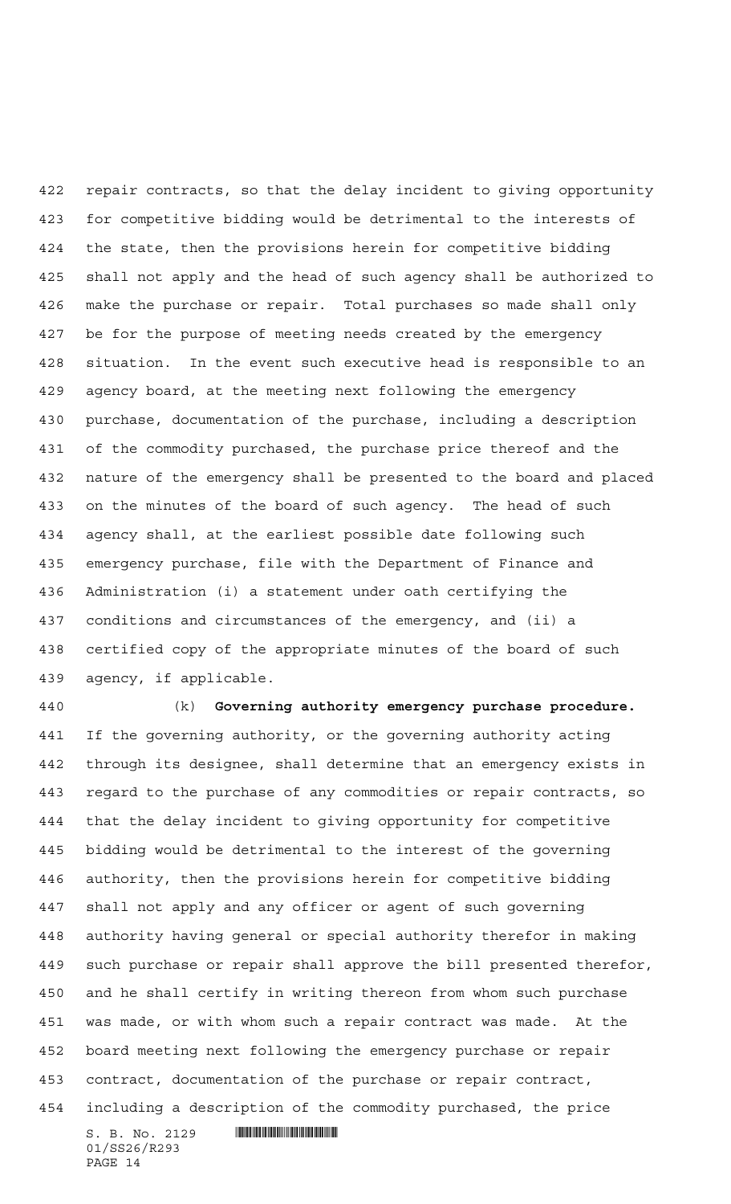repair contracts, so that the delay incident to giving opportunity for competitive bidding would be detrimental to the interests of the state, then the provisions herein for competitive bidding shall not apply and the head of such agency shall be authorized to make the purchase or repair. Total purchases so made shall only be for the purpose of meeting needs created by the emergency situation. In the event such executive head is responsible to an agency board, at the meeting next following the emergency purchase, documentation of the purchase, including a description of the commodity purchased, the purchase price thereof and the nature of the emergency shall be presented to the board and placed on the minutes of the board of such agency. The head of such agency shall, at the earliest possible date following such emergency purchase, file with the Department of Finance and Administration (i) a statement under oath certifying the conditions and circumstances of the emergency, and (ii) a certified copy of the appropriate minutes of the board of such agency, if applicable.

(k) **Governing authority emergency purchase procedure.** If the governing authority, or the governing authority acting through its designee, shall determine that an emergency exists in regard to the purchase of any commodities or repair contracts, so that the delay incident to giving opportunity for competitive bidding would be detrimental to the interest of the governing authority, then the provisions herein for competitive bidding shall not apply and any officer or agent of such governing authority having general or special authority therefor in making such purchase or repair shall approve the bill presented therefor, and he shall certify in writing thereon from whom such purchase was made, or with whom such a repair contract was made. At the board meeting next following the emergency purchase or repair contract, documentation of the purchase or repair contract, including a description of the commodity purchased, the price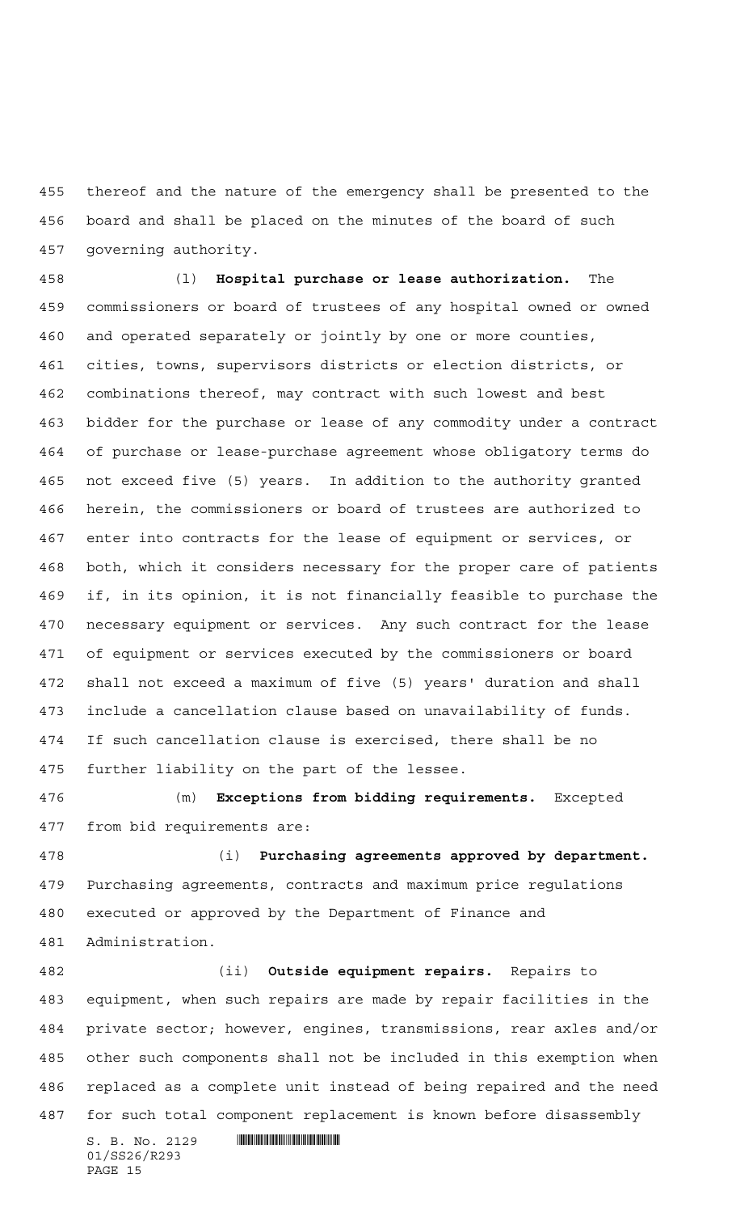thereof and the nature of the emergency shall be presented to the board and shall be placed on the minutes of the board of such governing authority.

(l) **Hospital purchase or lease authorization.** The commissioners or board of trustees of any hospital owned or owned and operated separately or jointly by one or more counties, cities, towns, supervisors districts or election districts, or combinations thereof, may contract with such lowest and best bidder for the purchase or lease of any commodity under a contract of purchase or lease-purchase agreement whose obligatory terms do not exceed five (5) years. In addition to the authority granted herein, the commissioners or board of trustees are authorized to enter into contracts for the lease of equipment or services, or both, which it considers necessary for the proper care of patients if, in its opinion, it is not financially feasible to purchase the necessary equipment or services. Any such contract for the lease of equipment or services executed by the commissioners or board shall not exceed a maximum of five (5) years' duration and shall include a cancellation clause based on unavailability of funds. If such cancellation clause is exercised, there shall be no further liability on the part of the lessee.

(m) **Exceptions from bidding requirements.** Excepted from bid requirements are:

(i) **Purchasing agreements approved by department.** Purchasing agreements, contracts and maximum price regulations executed or approved by the Department of Finance and Administration.

(ii) **Outside equipment repairs.** Repairs to equipment, when such repairs are made by repair facilities in the private sector; however, engines, transmissions, rear axles and/or other such components shall not be included in this exemption when replaced as a complete unit instead of being repaired and the need for such total component replacement is known before disassembly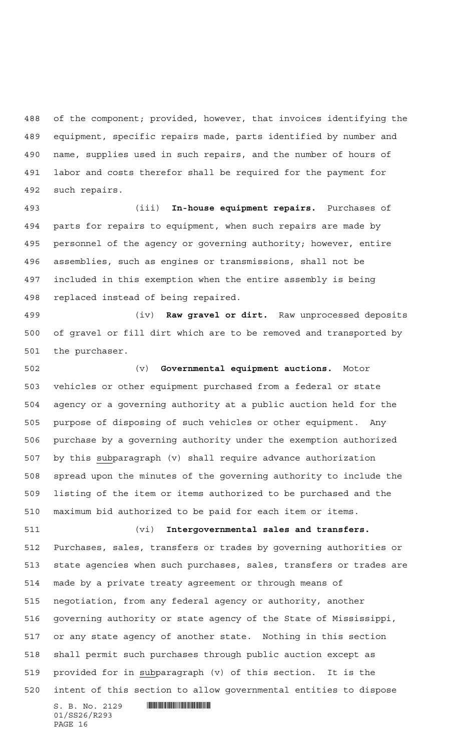of the component; provided, however, that invoices identifying the equipment, specific repairs made, parts identified by number and name, supplies used in such repairs, and the number of hours of labor and costs therefor shall be required for the payment for such repairs.

(iii) **In-house equipment repairs.** Purchases of parts for repairs to equipment, when such repairs are made by personnel of the agency or governing authority; however, entire assemblies, such as engines or transmissions, shall not be included in this exemption when the entire assembly is being replaced instead of being repaired.

(iv) **Raw gravel or dirt.** Raw unprocessed deposits of gravel or fill dirt which are to be removed and transported by the purchaser.

(v) **Governmental equipment auctions.** Motor vehicles or other equipment purchased from a federal or state agency or a governing authority at a public auction held for the purpose of disposing of such vehicles or other equipment. Any purchase by a governing authority under the exemption authorized by this subparagraph (v) shall require advance authorization spread upon the minutes of the governing authority to include the listing of the item or items authorized to be purchased and the maximum bid authorized to be paid for each item or items.

(vi) **Intergovernmental sales and transfers.** Purchases, sales, transfers or trades by governing authorities or state agencies when such purchases, sales, transfers or trades are made by a private treaty agreement or through means of negotiation, from any federal agency or authority, another governing authority or state agency of the State of Mississippi, or any state agency of another state. Nothing in this section shall permit such purchases through public auction except as provided for in subparagraph (v) of this section. It is the intent of this section to allow governmental entities to dispose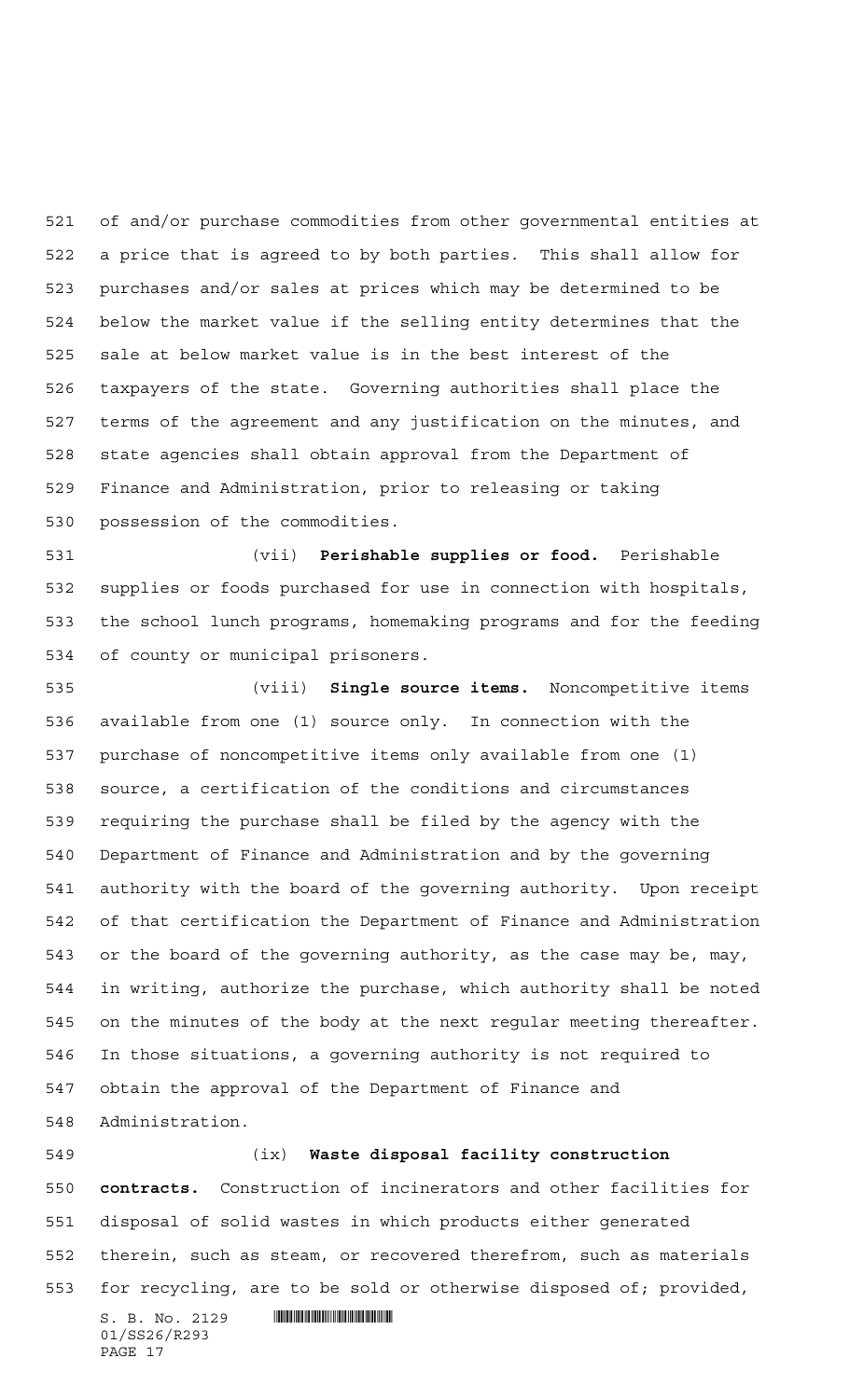of and/or purchase commodities from other governmental entities at a price that is agreed to by both parties. This shall allow for purchases and/or sales at prices which may be determined to be below the market value if the selling entity determines that the sale at below market value is in the best interest of the taxpayers of the state. Governing authorities shall place the terms of the agreement and any justification on the minutes, and state agencies shall obtain approval from the Department of Finance and Administration, prior to releasing or taking possession of the commodities.

(vii) **Perishable supplies or food.** Perishable supplies or foods purchased for use in connection with hospitals, the school lunch programs, homemaking programs and for the feeding of county or municipal prisoners.

(viii) **Single source items.** Noncompetitive items available from one (1) source only. In connection with the purchase of noncompetitive items only available from one (1) source, a certification of the conditions and circumstances requiring the purchase shall be filed by the agency with the Department of Finance and Administration and by the governing authority with the board of the governing authority. Upon receipt of that certification the Department of Finance and Administration or the board of the governing authority, as the case may be, may, in writing, authorize the purchase, which authority shall be noted on the minutes of the body at the next regular meeting thereafter. In those situations, a governing authority is not required to obtain the approval of the Department of Finance and Administration.

(ix) **Waste disposal facility construction contracts.** Construction of incinerators and other facilities for disposal of solid wastes in which products either generated therein, such as steam, or recovered therefrom, such as materials for recycling, are to be sold or otherwise disposed of; provided,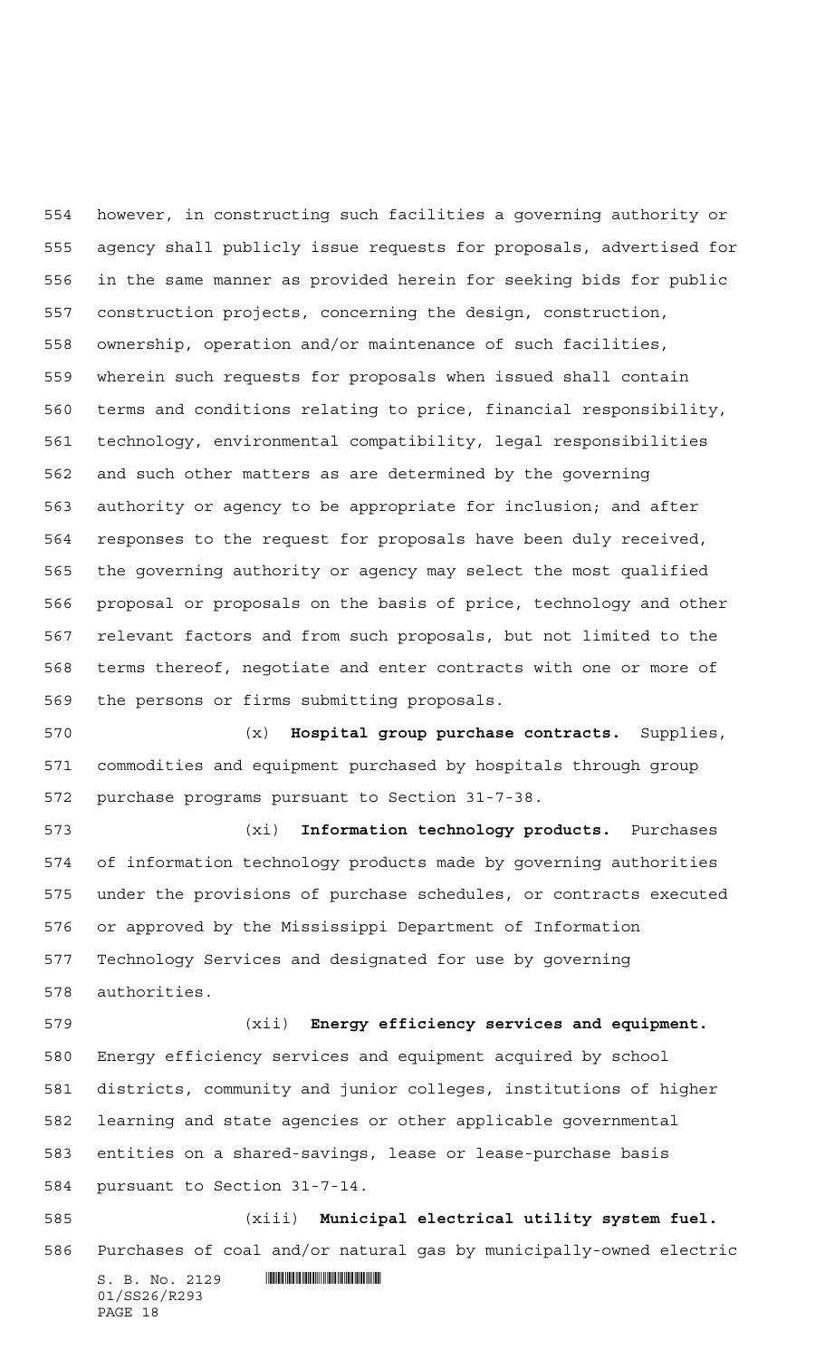however, in constructing such facilities a governing authority or agency shall publicly issue requests for proposals, advertised for in the same manner as provided herein for seeking bids for public construction projects, concerning the design, construction, ownership, operation and/or maintenance of such facilities, wherein such requests for proposals when issued shall contain terms and conditions relating to price, financial responsibility, technology, environmental compatibility, legal responsibilities and such other matters as are determined by the governing authority or agency to be appropriate for inclusion; and after responses to the request for proposals have been duly received, the governing authority or agency may select the most qualified proposal or proposals on the basis of price, technology and other relevant factors and from such proposals, but not limited to the terms thereof, negotiate and enter contracts with one or more of the persons or firms submitting proposals.

(x) **Hospital group purchase contracts.** Supplies, commodities and equipment purchased by hospitals through group purchase programs pursuant to Section 31-7-38.

(xi) **Information technology products.** Purchases of information technology products made by governing authorities under the provisions of purchase schedules, or contracts executed or approved by the Mississippi Department of Information Technology Services and designated for use by governing authorities.

(xii) **Energy efficiency services and equipment.** Energy efficiency services and equipment acquired by school districts, community and junior colleges, institutions of higher learning and state agencies or other applicable governmental entities on a shared-savings, lease or lease-purchase basis pursuant to Section 31-7-14.

(xiii) **Municipal electrical utility system fuel.** Purchases of coal and/or natural gas by municipally-owned electric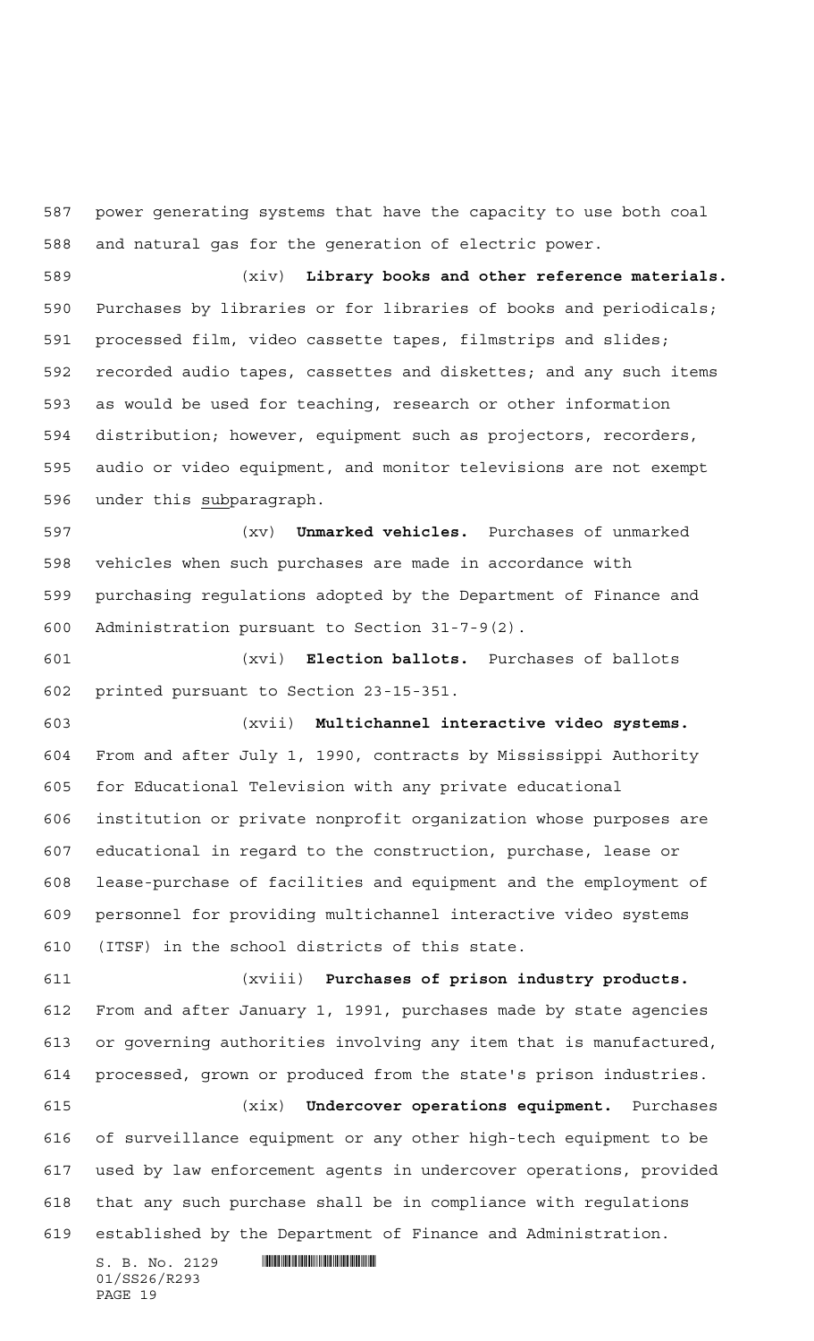power generating systems that have the capacity to use both coal and natural gas for the generation of electric power.

(xiv) **Library books and other reference materials.** Purchases by libraries or for libraries of books and periodicals; processed film, video cassette tapes, filmstrips and slides; recorded audio tapes, cassettes and diskettes; and any such items as would be used for teaching, research or other information distribution; however, equipment such as projectors, recorders, audio or video equipment, and monitor televisions are not exempt under this subparagraph.

(xv) **Unmarked vehicles.** Purchases of unmarked vehicles when such purchases are made in accordance with purchasing regulations adopted by the Department of Finance and Administration pursuant to Section 31-7-9(2).

(xvi) **Election ballots.** Purchases of ballots printed pursuant to Section 23-15-351.

(xvii) **Multichannel interactive video systems.** From and after July 1, 1990, contracts by Mississippi Authority for Educational Television with any private educational institution or private nonprofit organization whose purposes are educational in regard to the construction, purchase, lease or lease-purchase of facilities and equipment and the employment of personnel for providing multichannel interactive video systems (ITSF) in the school districts of this state.

(xviii) **Purchases of prison industry products.** From and after January 1, 1991, purchases made by state agencies or governing authorities involving any item that is manufactured, processed, grown or produced from the state's prison industries.

(xix) **Undercover operations equipment.** Purchases of surveillance equipment or any other high-tech equipment to be used by law enforcement agents in undercover operations, provided that any such purchase shall be in compliance with regulations established by the Department of Finance and Administration.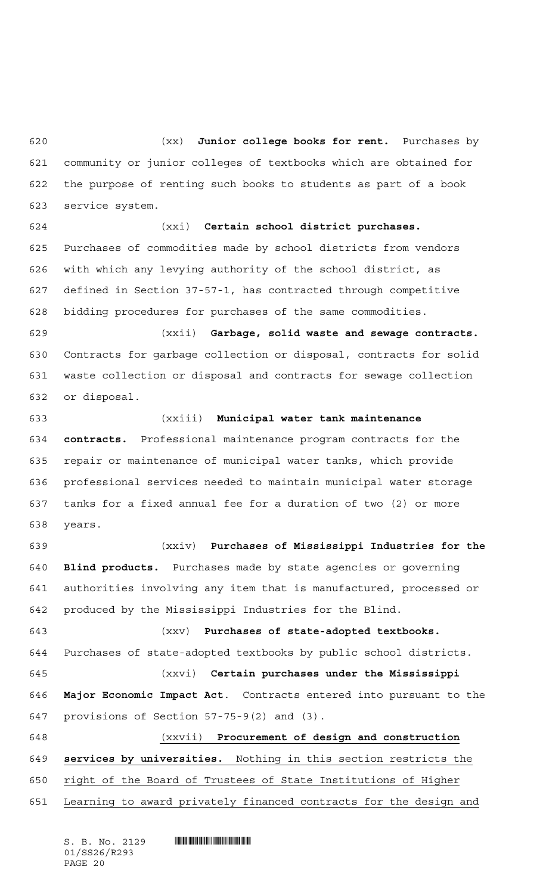(xx) **Junior college books for rent.** Purchases by community or junior colleges of textbooks which are obtained for the purpose of renting such books to students as part of a book service system.

(xxi) **Certain school district purchases.** Purchases of commodities made by school districts from vendors with which any levying authority of the school district, as defined in Section 37-57-1, has contracted through competitive bidding procedures for purchases of the same commodities.

(xxii) **Garbage, solid waste and sewage contracts.** Contracts for garbage collection or disposal, contracts for solid waste collection or disposal and contracts for sewage collection or disposal.

(xxiii) **Municipal water tank maintenance contracts.** Professional maintenance program contracts for the repair or maintenance of municipal water tanks, which provide professional services needed to maintain municipal water storage tanks for a fixed annual fee for a duration of two (2) or more years.

(xxiv) **Purchases of Mississippi Industries for the Blind products.** Purchases made by state agencies or governing authorities involving any item that is manufactured, processed or produced by the Mississippi Industries for the Blind.

(xxv) **Purchases of state-adopted textbooks.** Purchases of state-adopted textbooks by public school districts.

(xxvi) **Certain purchases under the Mississippi Major Economic Impact Act**. Contracts entered into pursuant to the provisions of Section 57-75-9(2) and (3).

(xxvii) **Procurement of design and construction services by universities.** Nothing in this section restricts the right of the Board of Trustees of State Institutions of Higher Learning to award privately financed contracts for the design and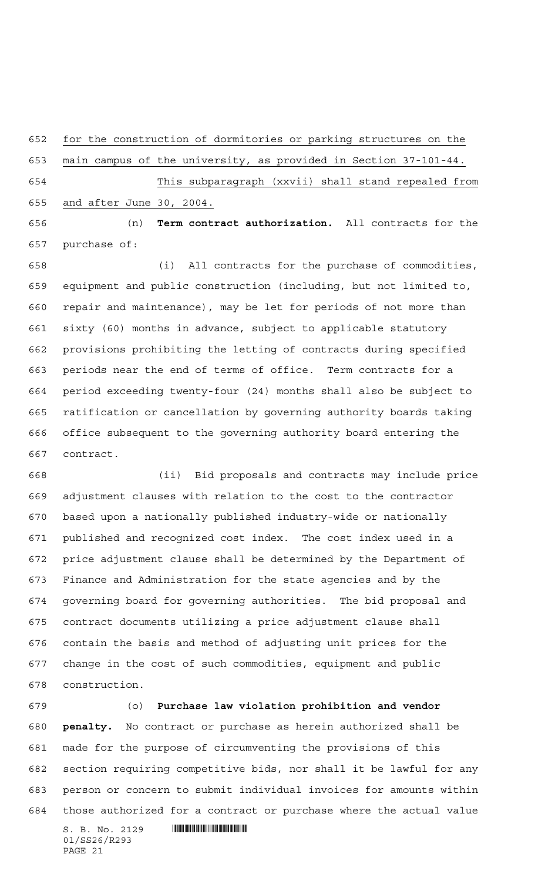for the construction of dormitories or parking structures on the main campus of the university, as provided in Section 37-101-44. This subparagraph (xxvii) shall stand repealed from and after June 30, 2004.

(n) **Term contract authorization.** All contracts for the purchase of:

(i) All contracts for the purchase of commodities, equipment and public construction (including, but not limited to, repair and maintenance), may be let for periods of not more than sixty (60) months in advance, subject to applicable statutory provisions prohibiting the letting of contracts during specified periods near the end of terms of office. Term contracts for a period exceeding twenty-four (24) months shall also be subject to ratification or cancellation by governing authority boards taking office subsequent to the governing authority board entering the contract.

(ii) Bid proposals and contracts may include price adjustment clauses with relation to the cost to the contractor based upon a nationally published industry-wide or nationally published and recognized cost index. The cost index used in a price adjustment clause shall be determined by the Department of Finance and Administration for the state agencies and by the governing board for governing authorities. The bid proposal and contract documents utilizing a price adjustment clause shall contain the basis and method of adjusting unit prices for the change in the cost of such commodities, equipment and public construction.

(o) **Purchase law violation prohibition and vendor penalty.** No contract or purchase as herein authorized shall be made for the purpose of circumventing the provisions of this section requiring competitive bids, nor shall it be lawful for any person or concern to submit individual invoices for amounts within those authorized for a contract or purchase where the actual value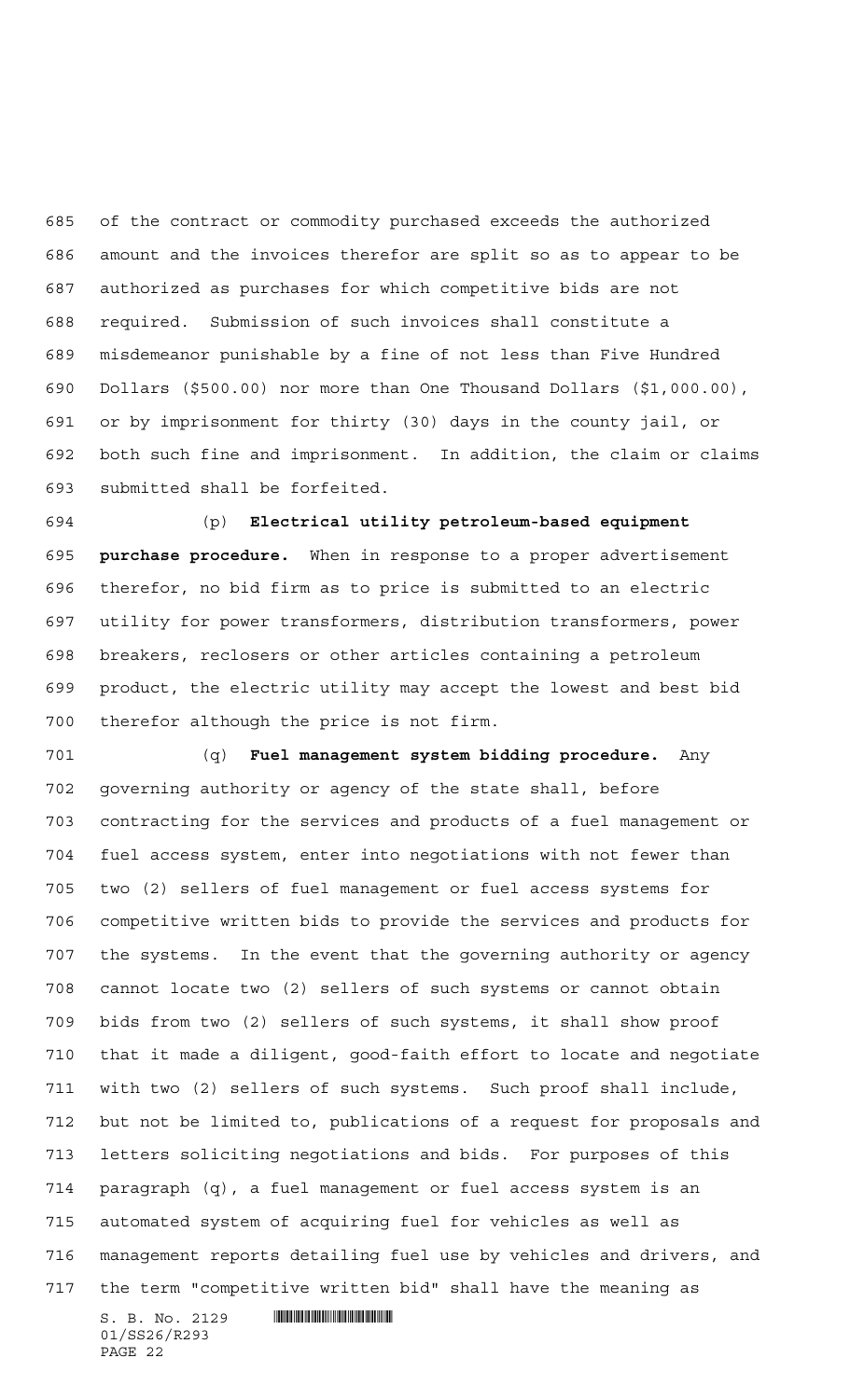of the contract or commodity purchased exceeds the authorized amount and the invoices therefor are split so as to appear to be authorized as purchases for which competitive bids are not required. Submission of such invoices shall constitute a misdemeanor punishable by a fine of not less than Five Hundred Dollars ($500.00) nor more than One Thousand Dollars ($1,000.00), or by imprisonment for thirty (30) days in the county jail, or both such fine and imprisonment. In addition, the claim or claims submitted shall be forfeited.

(p) **Electrical utility petroleum-based equipment purchase procedure.** When in response to a proper advertisement therefor, no bid firm as to price is submitted to an electric utility for power transformers, distribution transformers, power breakers, reclosers or other articles containing a petroleum product, the electric utility may accept the lowest and best bid therefor although the price is not firm.

(q) **Fuel management system bidding procedure.** Any governing authority or agency of the state shall, before contracting for the services and products of a fuel management or fuel access system, enter into negotiations with not fewer than two (2) sellers of fuel management or fuel access systems for competitive written bids to provide the services and products for the systems. In the event that the governing authority or agency cannot locate two (2) sellers of such systems or cannot obtain bids from two (2) sellers of such systems, it shall show proof that it made a diligent, good-faith effort to locate and negotiate with two (2) sellers of such systems. Such proof shall include, but not be limited to, publications of a request for proposals and letters soliciting negotiations and bids. For purposes of this paragraph (q), a fuel management or fuel access system is an automated system of acquiring fuel for vehicles as well as management reports detailing fuel use by vehicles and drivers, and the term "competitive written bid" shall have the meaning as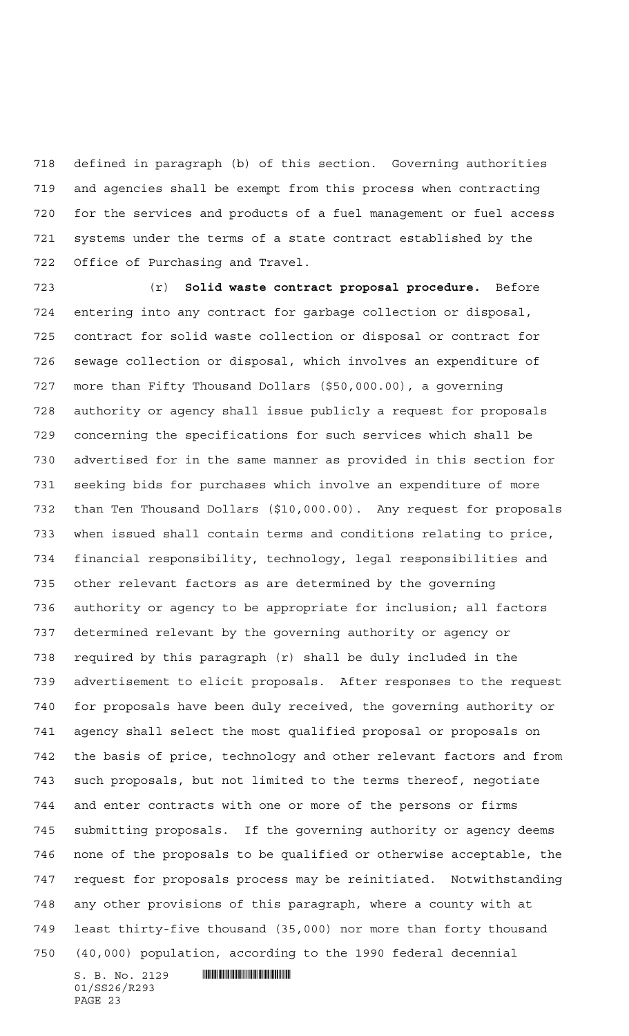defined in paragraph (b) of this section. Governing authorities and agencies shall be exempt from this process when contracting for the services and products of a fuel management or fuel access systems under the terms of a state contract established by the Office of Purchasing and Travel.

(r) **Solid waste contract proposal procedure.** Before entering into any contract for garbage collection or disposal, contract for solid waste collection or disposal or contract for sewage collection or disposal, which involves an expenditure of more than Fifty Thousand Dollars ($50,000.00), a governing authority or agency shall issue publicly a request for proposals concerning the specifications for such services which shall be advertised for in the same manner as provided in this section for seeking bids for purchases which involve an expenditure of more than Ten Thousand Dollars ($10,000.00). Any request for proposals when issued shall contain terms and conditions relating to price, financial responsibility, technology, legal responsibilities and other relevant factors as are determined by the governing authority or agency to be appropriate for inclusion; all factors determined relevant by the governing authority or agency or required by this paragraph (r) shall be duly included in the advertisement to elicit proposals. After responses to the request for proposals have been duly received, the governing authority or agency shall select the most qualified proposal or proposals on the basis of price, technology and other relevant factors and from such proposals, but not limited to the terms thereof, negotiate and enter contracts with one or more of the persons or firms submitting proposals. If the governing authority or agency deems none of the proposals to be qualified or otherwise acceptable, the request for proposals process may be reinitiated. Notwithstanding any other provisions of this paragraph, where a county with at least thirty-five thousand (35,000) nor more than forty thousand (40,000) population, according to the 1990 federal decennial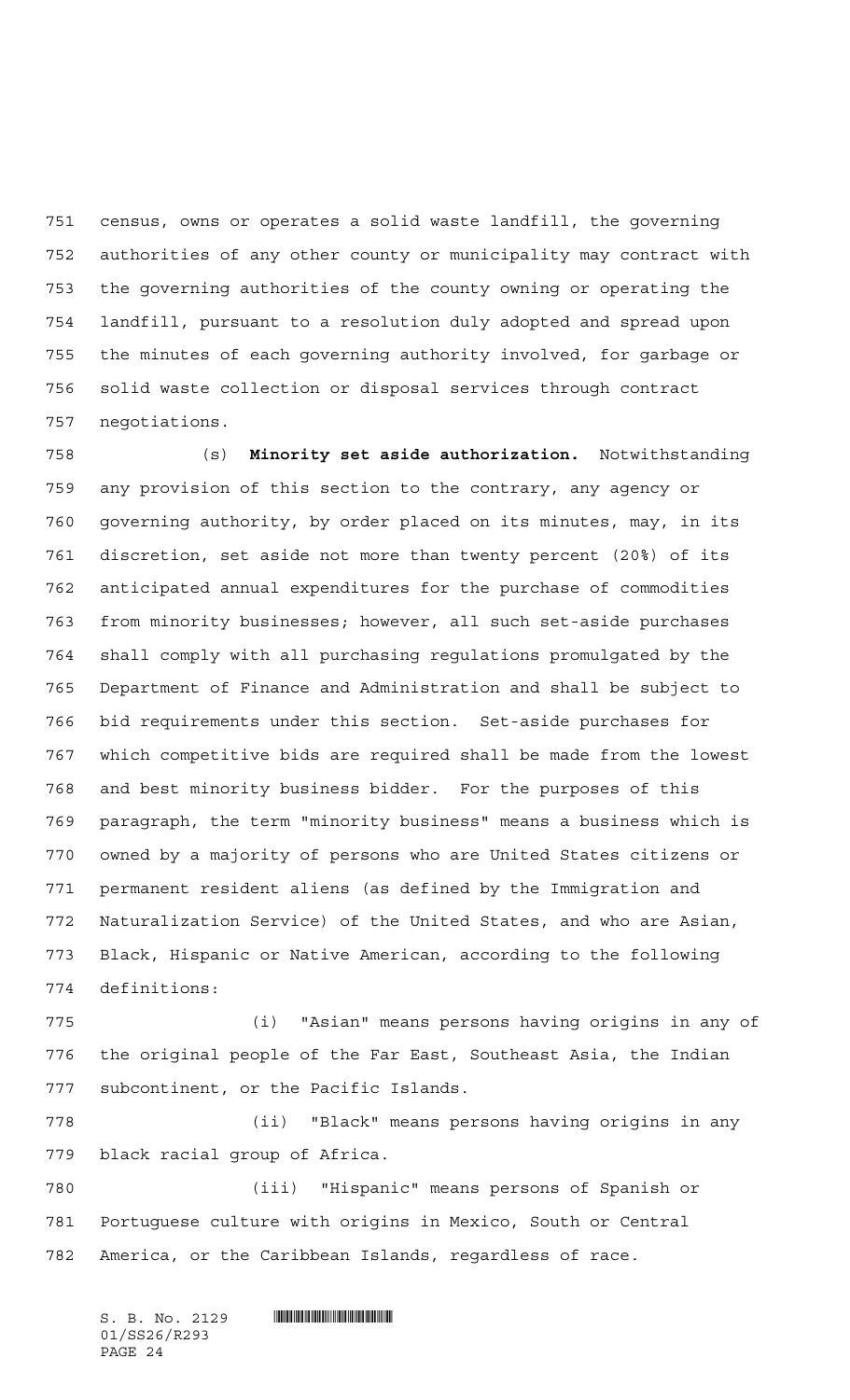census, owns or operates a solid waste landfill, the governing authorities of any other county or municipality may contract with the governing authorities of the county owning or operating the landfill, pursuant to a resolution duly adopted and spread upon the minutes of each governing authority involved, for garbage or solid waste collection or disposal services through contract negotiations.

(s) **Minority set aside authorization.** Notwithstanding any provision of this section to the contrary, any agency or governing authority, by order placed on its minutes, may, in its discretion, set aside not more than twenty percent (20%) of its anticipated annual expenditures for the purchase of commodities from minority businesses; however, all such set-aside purchases shall comply with all purchasing regulations promulgated by the Department of Finance and Administration and shall be subject to bid requirements under this section. Set-aside purchases for which competitive bids are required shall be made from the lowest and best minority business bidder. For the purposes of this paragraph, the term "minority business" means a business which is owned by a majority of persons who are United States citizens or permanent resident aliens (as defined by the Immigration and Naturalization Service) of the United States, and who are Asian, Black, Hispanic or Native American, according to the following definitions:

(i) "Asian" means persons having origins in any of the original people of the Far East, Southeast Asia, the Indian subcontinent, or the Pacific Islands.

(ii) "Black" means persons having origins in any black racial group of Africa.

(iii) "Hispanic" means persons of Spanish or Portuguese culture with origins in Mexico, South or Central America, or the Caribbean Islands, regardless of race.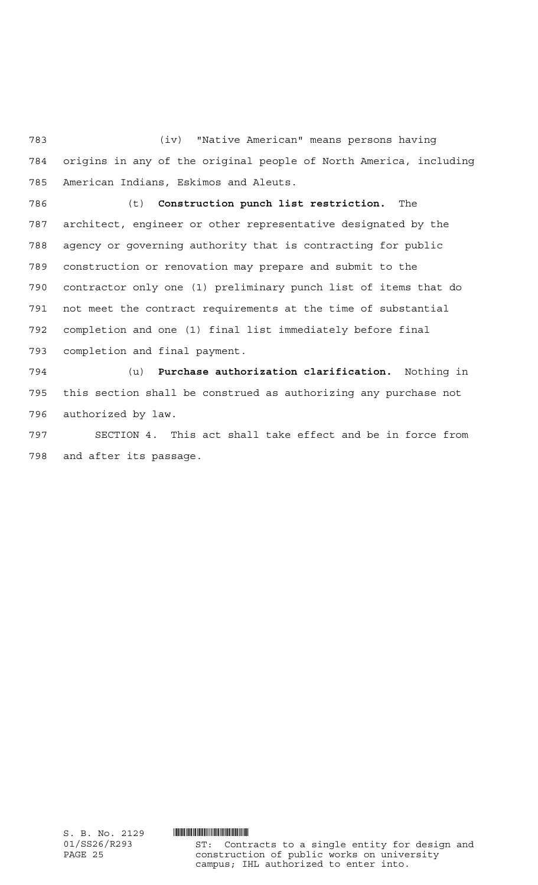(iv) "Native American" means persons having origins in any of the original people of North America, including American Indians, Eskimos and Aleuts.

(t) **Construction punch list restriction.** The architect, engineer or other representative designated by the agency or governing authority that is contracting for public construction or renovation may prepare and submit to the contractor only one (1) preliminary punch list of items that do not meet the contract requirements at the time of substantial completion and one (1) final list immediately before final completion and final payment.

(u) **Purchase authorization clarification.** Nothing in this section shall be construed as authorizing any purchase not authorized by law.

SECTION 4. This act shall take effect and be in force from and after its passage.